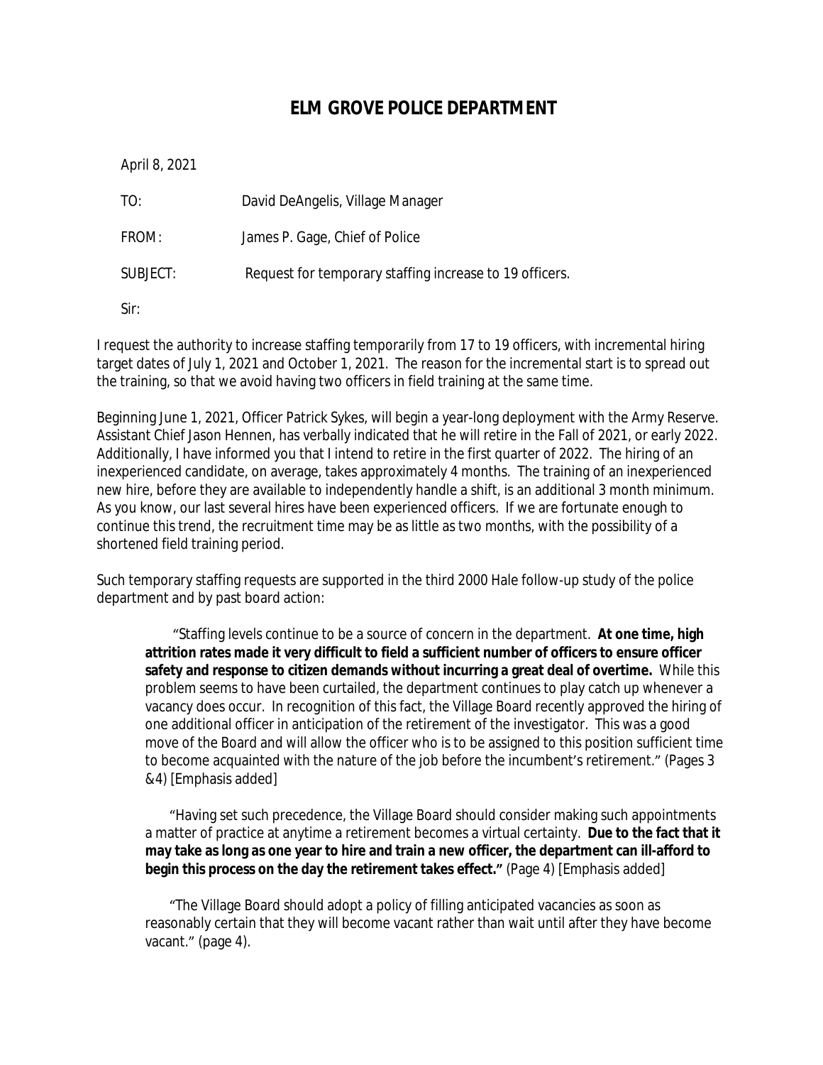# ELM GROVE POLICE DEPARTMENT

April 8, 2021

TO: David DeAngelis, Village Manager

FROM: James P. Gage, Chief of Police

SUBJECT: Request for temporary staffing increase to 19 officers.

Sir:

I request the authority to increase staffing temporarily from 17 to 19 officers, with incremental hiring target dates of July 1, 2021 and October 1, 2021. The reason for the incremental start is to spread out the training, so that we avoid having two officers in field training at the same time.

Beginning June 1, 2021, Officer Patrick Sykes, will begin a year-long deployment with the Army Reserve. Assistant Chief Jason Hennen, has verbally indicated that he will retire in the Fall of 2021, or early 2022. Additionally, I have informed you that I intend to retire in the first quarter of 2022. The hiring of an inexperienced candidate, on average, takes approximately 4 months. The training of an inexperienced new hire, before they are available to independently handle a shift, is an additional 3 month minimum. As you know, our last several hires have been experienced officers. If we are fortunate enough to continue this trend, the recruitment time may be as little as two months, with the possibility of a shortened field training period.

Such temporary staffing requests are supported in the third 2000 Hale follow-up study of the police department and by past board action:

> "Staffing levels continue to be a source of concern in the department. **At one time, high attrition rates made it very difficult to field a sufficient number of officers to ensure officer safety and response to citizen demands without incurring a great deal of overtime.** While this problem seems to have been curtailed, the department continues to play catch up whenever a vacancy does occur. In recognition of this fact, the Village Board recently approved the hiring of one additional officer in anticipation of the retirement of the investigator. This was a good move of the Board and will allow the officer who is to be assigned to this position sufficient time to become acquainted with the nature of the job before the incumbent's retirement." (Pages 3 &4) [Emphasis added]
>
> "Having set such precedence, the Village Board should consider making such appointments a matter of practice at anytime a retirement becomes a virtual certainty. **Due to the fact that it may take as long as one year to hire and train a new officer, the department can ill-afford to begin this process on the day the retirement takes effect."** (Page 4) [Emphasis added]
>
> "The Village Board should adopt a policy of filling anticipated vacancies as soon as reasonably certain that they will become vacant rather than wait until after they have become vacant." (page 4).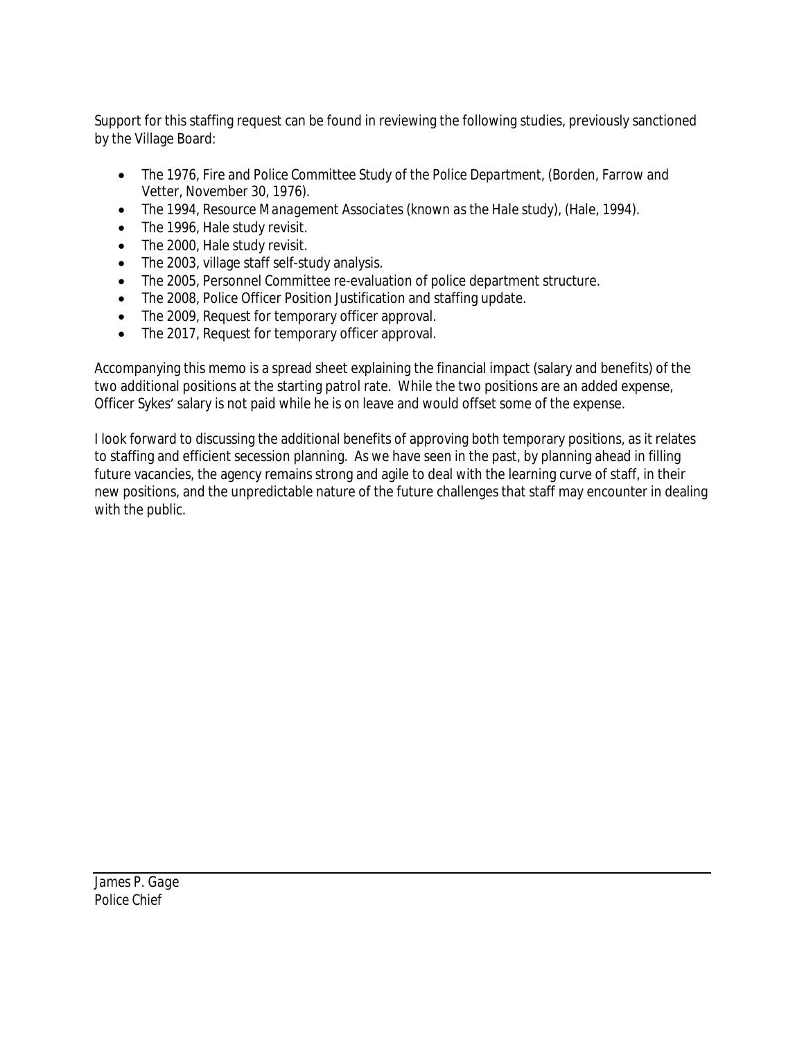Support for this staffing request can be found in reviewing the following studies, previously sanctioned by the Village Board:

- The 1976, *Fire and Police Committee Study of the Police Department*, (Borden, Farrow and Vetter, November 30, 1976).
- The 1994, *Resource Management Associates (known as the Hale study)*, (Hale, 1994).
- The 1996, Hale study revisit.
- The 2000, Hale study revisit.
- The 2003, village staff self-study analysis.
- The 2005, Personnel Committee re-evaluation of police department structure.
- The 2008, Police Officer Position Justification and staffing update.
- The 2009, Request for temporary officer approval.
- The 2017, Request for temporary officer approval.

Accompanying this memo is a spread sheet explaining the financial impact (salary and benefits) of the two additional positions at the starting patrol rate. While the two positions are an added expense, Officer Sykes' salary is not paid while he is on leave and would offset some of the expense.

I look forward to discussing the additional benefits of approving both temporary positions, as it relates to staffing and efficient secession planning. As we have seen in the past, by planning ahead in filling future vacancies, the agency remains strong and agile to deal with the learning curve of staff, in their new positions, and the unpredictable nature of the future challenges that staff may encounter in dealing with the public.

---

James P. Gage
Police Chief